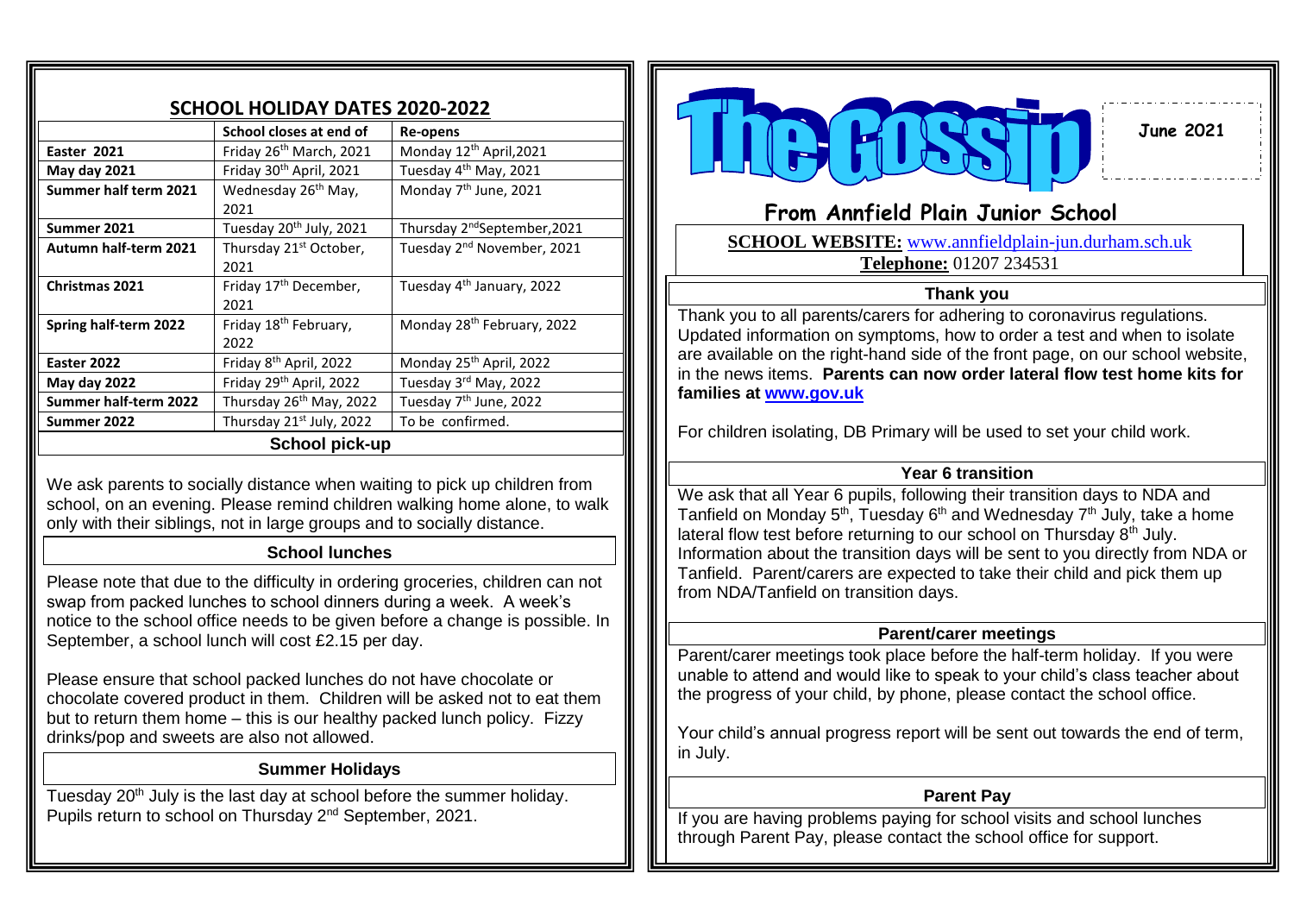## SCHOOL HOLIDAY DATES 2020-2022

| | School closes at end of | Re-opens |
|---|---|---|
| **Easter 2021** | Friday 26th March, 2021 | Monday 12th April,2021 |
| **May day 2021** | Friday 30th April, 2021 | Tuesday 4th May, 2021 |
| **Summer half term 2021** | Wednesday 26th May, 2021 | Monday 7th June, 2021 |
| **Summer 2021** | Tuesday 20th July, 2021 | Thursday 2ndSeptember,2021 |
| **Autumn half-term 2021** | Thursday 21st October, 2021 | Tuesday 2nd November, 2021 |
| **Christmas 2021** | Friday 17th December, 2021 | Tuesday 4th January, 2022 |
| **Spring half-term 2022** | Friday 18th February, 2022 | Monday 28th February, 2022 |
| **Easter 2022** | Friday 8th April, 2022 | Monday 25th April, 2022 |
| **May day 2022** | Friday 29th April, 2022 | Tuesday 3rd May, 2022 |
| **Summer half-term 2022** | Thursday 26th May, 2022 | Tuesday 7th June, 2022 |
| **Summer 2022** | Thursday 21st July, 2022 | To be confirmed. |

### School pick-up

We ask parents to socially distance when waiting to pick up children from school, on an evening. Please remind children walking home alone, to walk only with their siblings, not in large groups and to socially distance.

### School lunches

Please note that due to the difficulty in ordering groceries, children can not swap from packed lunches to school dinners during a week. A week's notice to the school office needs to be given before a change is possible. In September, a school lunch will cost £2.15 per day.

Please ensure that school packed lunches do not have chocolate or chocolate covered product in them. Children will be asked not to eat them but to return them home – this is our healthy packed lunch policy. Fizzy drinks/pop and sweets are also not allowed.

### Summer Holidays

Tuesday 20th July is the last day at school before the summer holiday. Pupils return to school on Thursday 2nd September, 2021.

# The Gossip

**June 2021**

## From Annfield Plain Junior School

**SCHOOL WEBSITE:** www.annfieldplain-jun.durham.sch.uk
**Telephone:** 01207 234531

### Thank you

Thank you to all parents/carers for adhering to coronavirus regulations. Updated information on symptoms, how to order a test and when to isolate are available on the right-hand side of the front page, on our school website, in the news items. **Parents can now order lateral flow test home kits for families at www.gov.uk**

For children isolating, DB Primary will be used to set your child work.

### Year 6 transition

We ask that all Year 6 pupils, following their transition days to NDA and Tanfield on Monday 5th, Tuesday 6th and Wednesday 7th July, take a home lateral flow test before returning to our school on Thursday 8th July. Information about the transition days will be sent to you directly from NDA or Tanfield. Parent/carers are expected to take their child and pick them up from NDA/Tanfield on transition days.

### Parent/carer meetings

Parent/carer meetings took place before the half-term holiday. If you were unable to attend and would like to speak to your child's class teacher about the progress of your child, by phone, please contact the school office.

Your child's annual progress report will be sent out towards the end of term, in July.

### Parent Pay

If you are having problems paying for school visits and school lunches through Parent Pay, please contact the school office for support.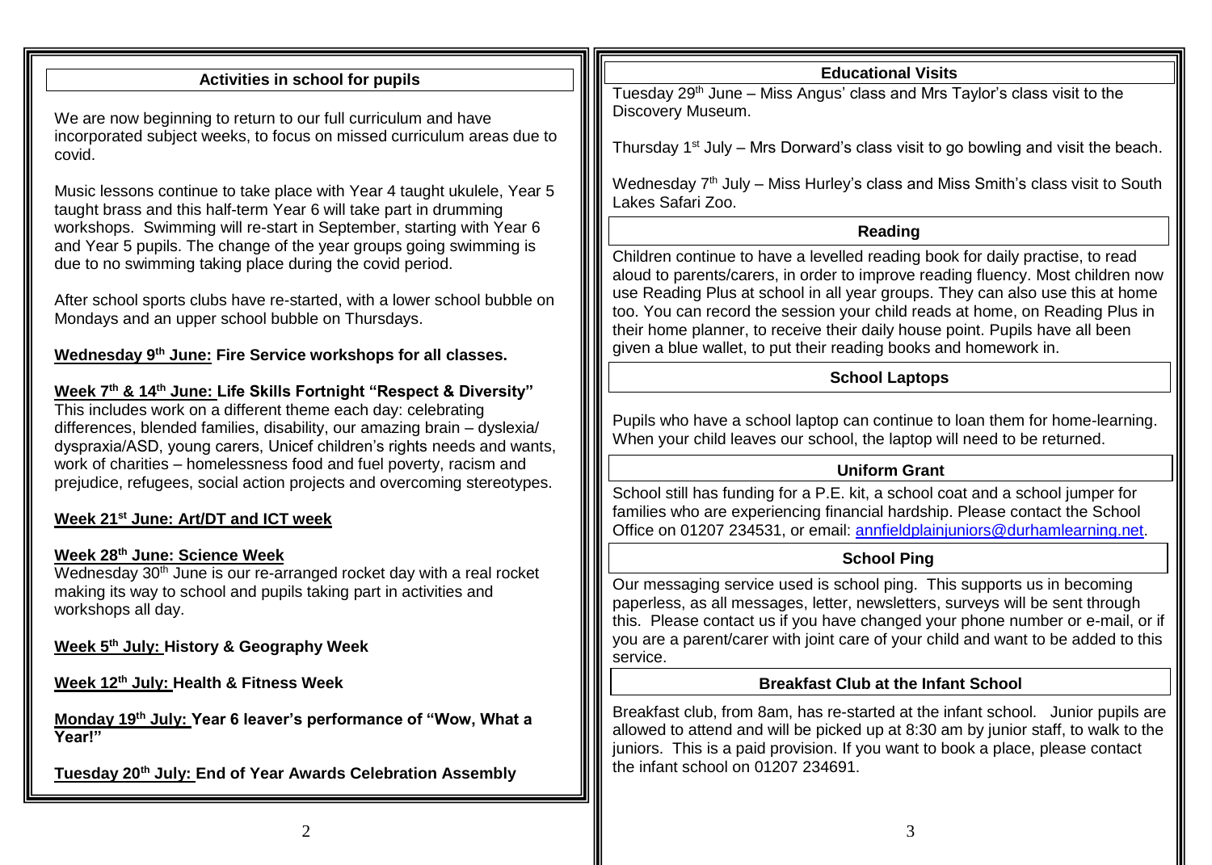## Activities in school for pupils

We are now beginning to return to our full curriculum and have incorporated subject weeks, to focus on missed curriculum areas due to covid.

Music lessons continue to take place with Year 4 taught ukulele, Year 5 taught brass and this half-term Year 6 will take part in drumming workshops. Swimming will re-start in September, starting with Year 6 and Year 5 pupils. The change of the year groups going swimming is due to no swimming taking place during the covid period.

After school sports clubs have re-started, with a lower school bubble on Mondays and an upper school bubble on Thursdays.

**Wednesday 9th June: Fire Service workshops for all classes.**

**Week 7th & 14th June: Life Skills Fortnight "Respect & Diversity"**
This includes work on a different theme each day: celebrating differences, blended families, disability, our amazing brain – dyslexia/ dyspraxia/ASD, young carers, Unicef children's rights needs and wants, work of charities – homelessness food and fuel poverty, racism and prejudice, refugees, social action projects and overcoming stereotypes.

**Week 21st June: Art/DT and ICT week**

**Week 28th June: Science Week**
Wednesday 30th June is our re-arranged rocket day with a real rocket making its way to school and pupils taking part in activities and workshops all day.

**Week 5th July: History & Geography Week**

**Week 12th July: Health & Fitness Week**

**Monday 19th July: Year 6 leaver's performance of "Wow, What a Year!"**

**Tuesday 20th July: End of Year Awards Celebration Assembly**

## Educational Visits

Tuesday 29th June – Miss Angus' class and Mrs Taylor's class visit to the Discovery Museum.

Thursday 1st July – Mrs Dorward's class visit to go bowling and visit the beach.

Wednesday 7th July – Miss Hurley's class and Miss Smith's class visit to South Lakes Safari Zoo.

## Reading

Children continue to have a levelled reading book for daily practise, to read aloud to parents/carers, in order to improve reading fluency. Most children now use Reading Plus at school in all year groups. They can also use this at home too. You can record the session your child reads at home, on Reading Plus in their home planner, to receive their daily house point. Pupils have all been given a blue wallet, to put their reading books and homework in.

## School Laptops

Pupils who have a school laptop can continue to loan them for home-learning. When your child leaves our school, the laptop will need to be returned.

## Uniform Grant

School still has funding for a P.E. kit, a school coat and a school jumper for families who are experiencing financial hardship. Please contact the School Office on 01207 234531, or email: annfieldplainjuniors@durhamlearning.net.

## School Ping

Our messaging service used is school ping. This supports us in becoming paperless, as all messages, letter, newsletters, surveys will be sent through this. Please contact us if you have changed your phone number or e-mail, or if you are a parent/carer with joint care of your child and want to be added to this service.

## Breakfast Club at the Infant School

Breakfast club, from 8am, has re-started at the infant school. Junior pupils are allowed to attend and will be picked up at 8:30 am by junior staff, to walk to the juniors. This is a paid provision. If you want to book a place, please contact the infant school on 01207 234691.